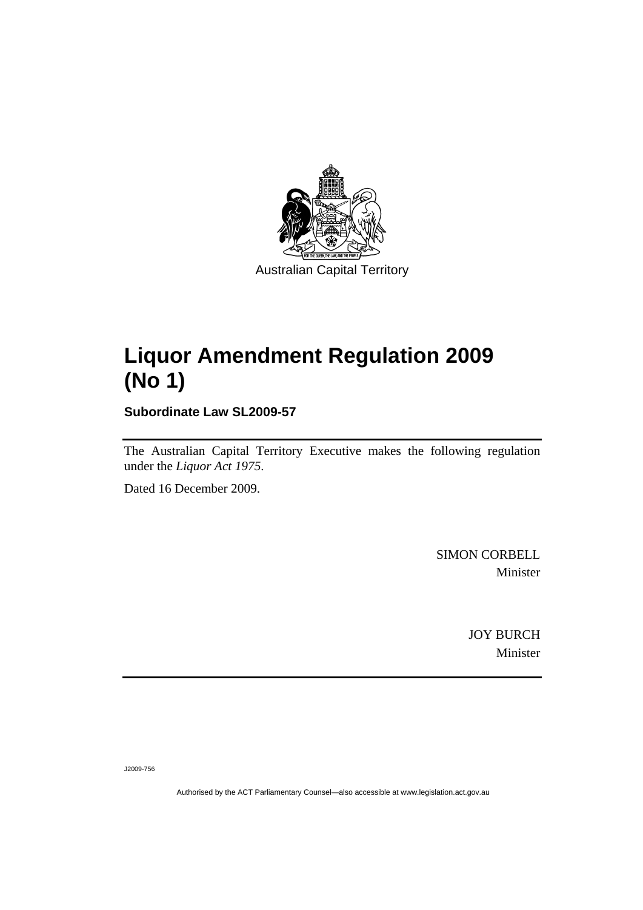Australian Capital Territory

# Liquor Amendment Regulation 2009 (No 1)

**Subordinate Law SL2009-57**

The Australian Capital Territory Executive makes the following regulation under the *Liquor Act 1975*.

Dated 16 December 2009.

SIMON CORBELL
Minister

JOY BURCH
Minister

J2009-756

Authorised by the ACT Parliamentary Counsel—also accessible at www.legislation.act.gov.au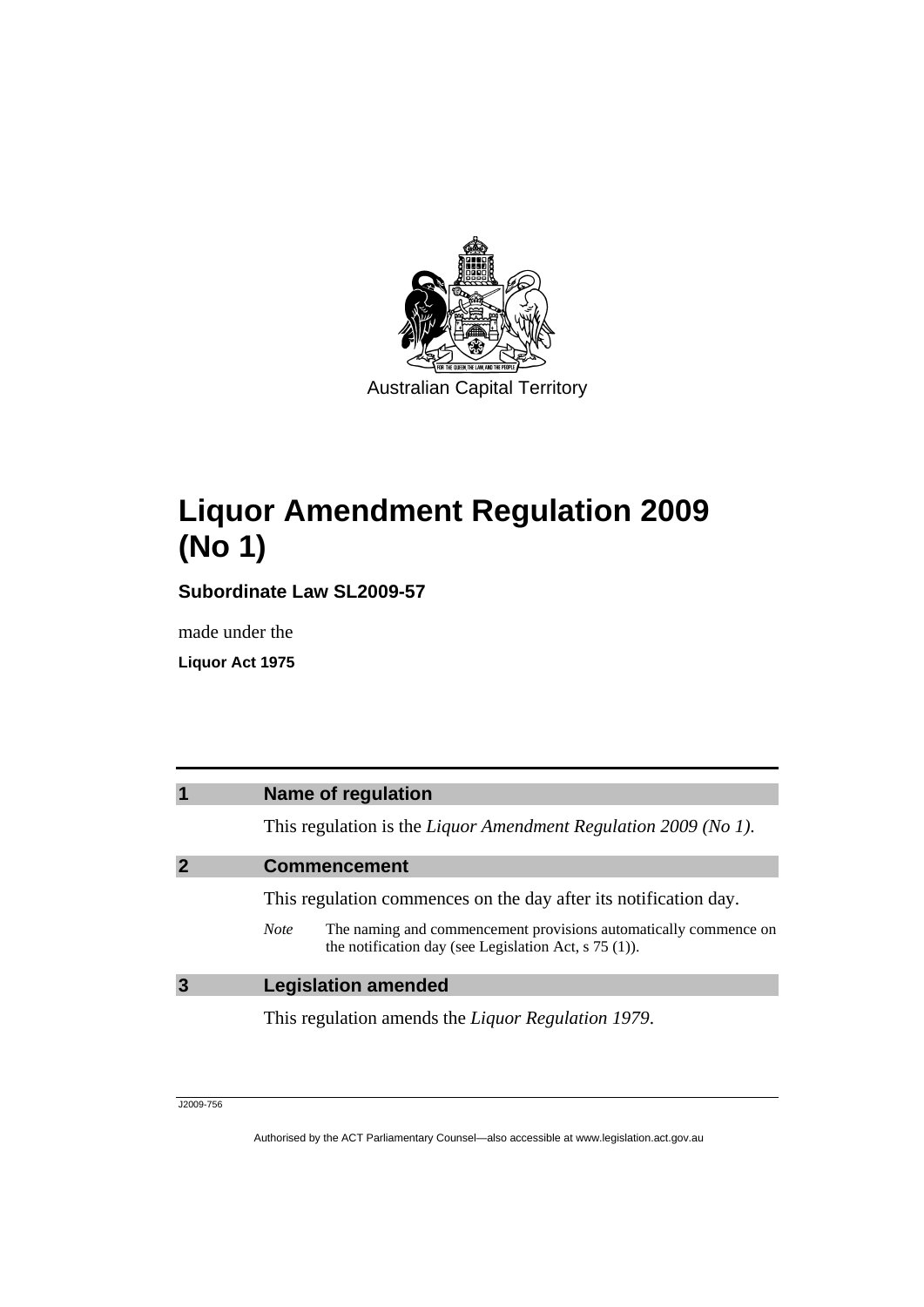Australian Capital Territory

# Liquor Amendment Regulation 2009 (No 1)

**Subordinate Law SL2009-57**

made under the

**Liquor Act 1975**

## 1 Name of regulation

This regulation is the *Liquor Amendment Regulation 2009 (No 1)*.

## 2 Commencement

This regulation commences on the day after its notification day.

*Note* The naming and commencement provisions automatically commence on the notification day (see Legislation Act, s 75 (1)).

## 3 Legislation amended

This regulation amends the *Liquor Regulation 1979*.

J2009-756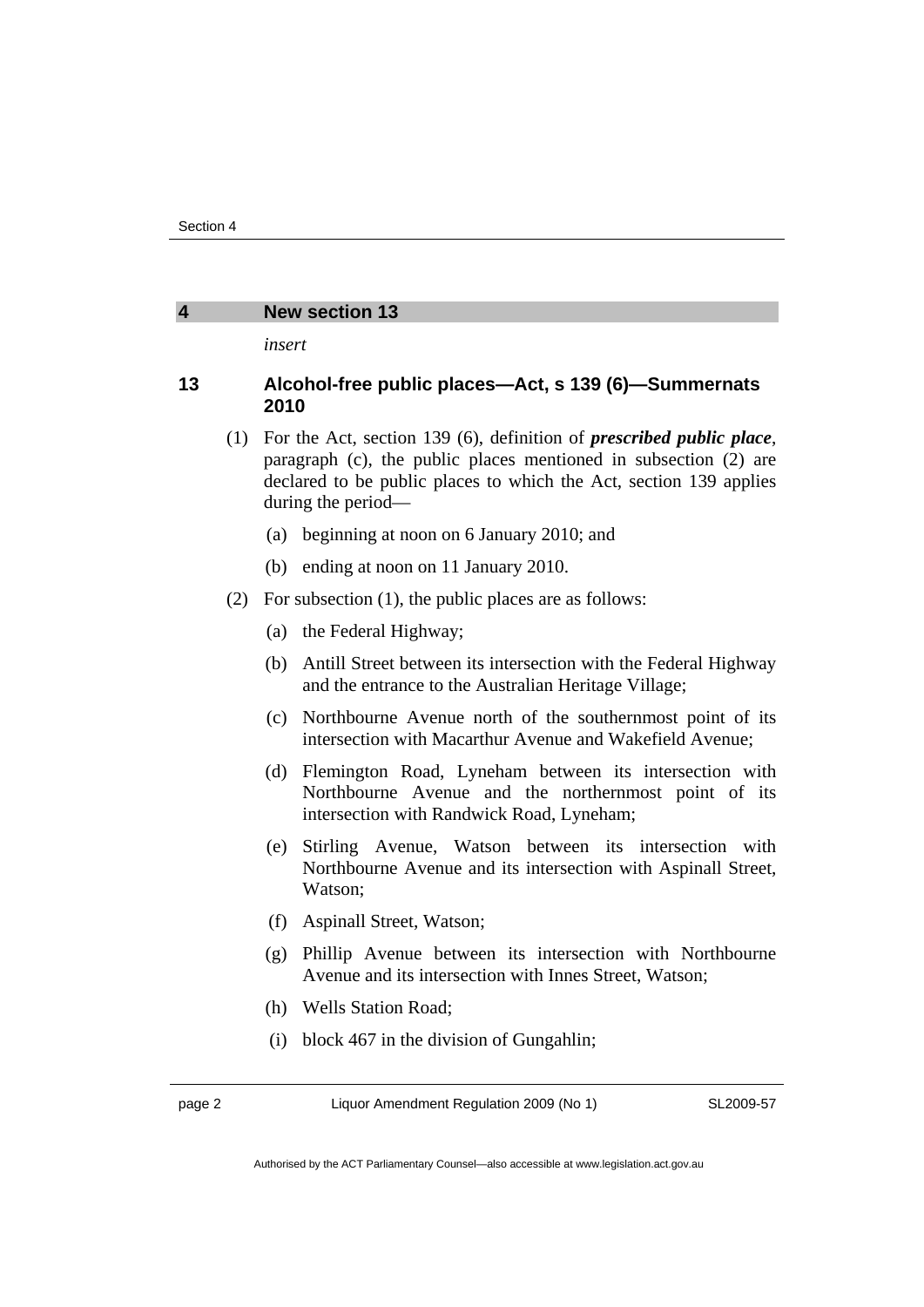## 4 New section 13

*insert*

### 13 Alcohol-free public places—Act, s 139 (6)—Summernats 2010

(1) For the Act, section 139 (6), definition of ***prescribed public place***, paragraph (c), the public places mentioned in subsection (2) are declared to be public places to which the Act, section 139 applies during the period—

- (a) beginning at noon on 6 January 2010; and
- (b) ending at noon on 11 January 2010.

(2) For subsection (1), the public places are as follows:

- (a) the Federal Highway;
- (b) Antill Street between its intersection with the Federal Highway and the entrance to the Australian Heritage Village;
- (c) Northbourne Avenue north of the southernmost point of its intersection with Macarthur Avenue and Wakefield Avenue;
- (d) Flemington Road, Lyneham between its intersection with Northbourne Avenue and the northernmost point of its intersection with Randwick Road, Lyneham;
- (e) Stirling Avenue, Watson between its intersection with Northbourne Avenue and its intersection with Aspinall Street, Watson;
- (f) Aspinall Street, Watson;
- (g) Phillip Avenue between its intersection with Northbourne Avenue and its intersection with Innes Street, Watson;
- (h) Wells Station Road;
- (i) block 467 in the division of Gungahlin;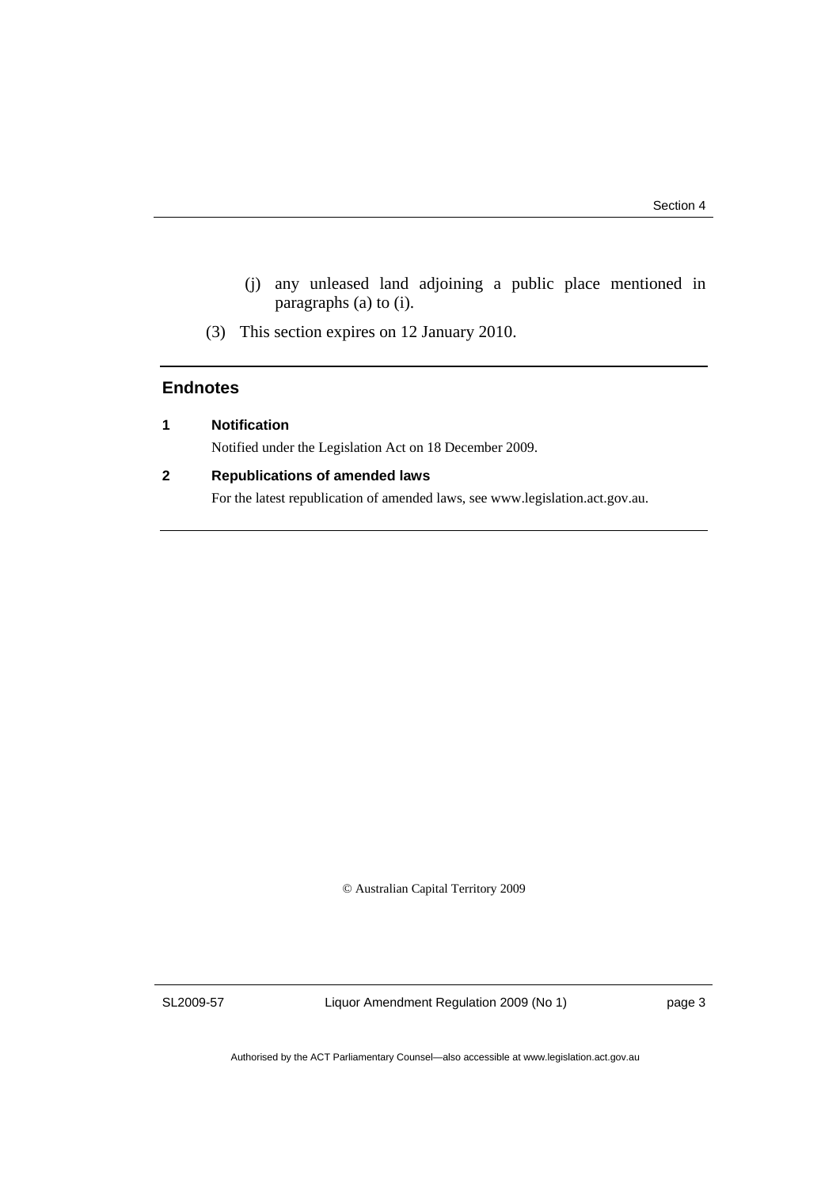(j) any unleased land adjoining a public place mentioned in paragraphs (a) to (i).

(3) This section expires on 12 January 2010.

## Endnotes

### 1 Notification

Notified under the Legislation Act on 18 December 2009.

### 2 Republications of amended laws

For the latest republication of amended laws, see www.legislation.act.gov.au.

© Australian Capital Territory 2009